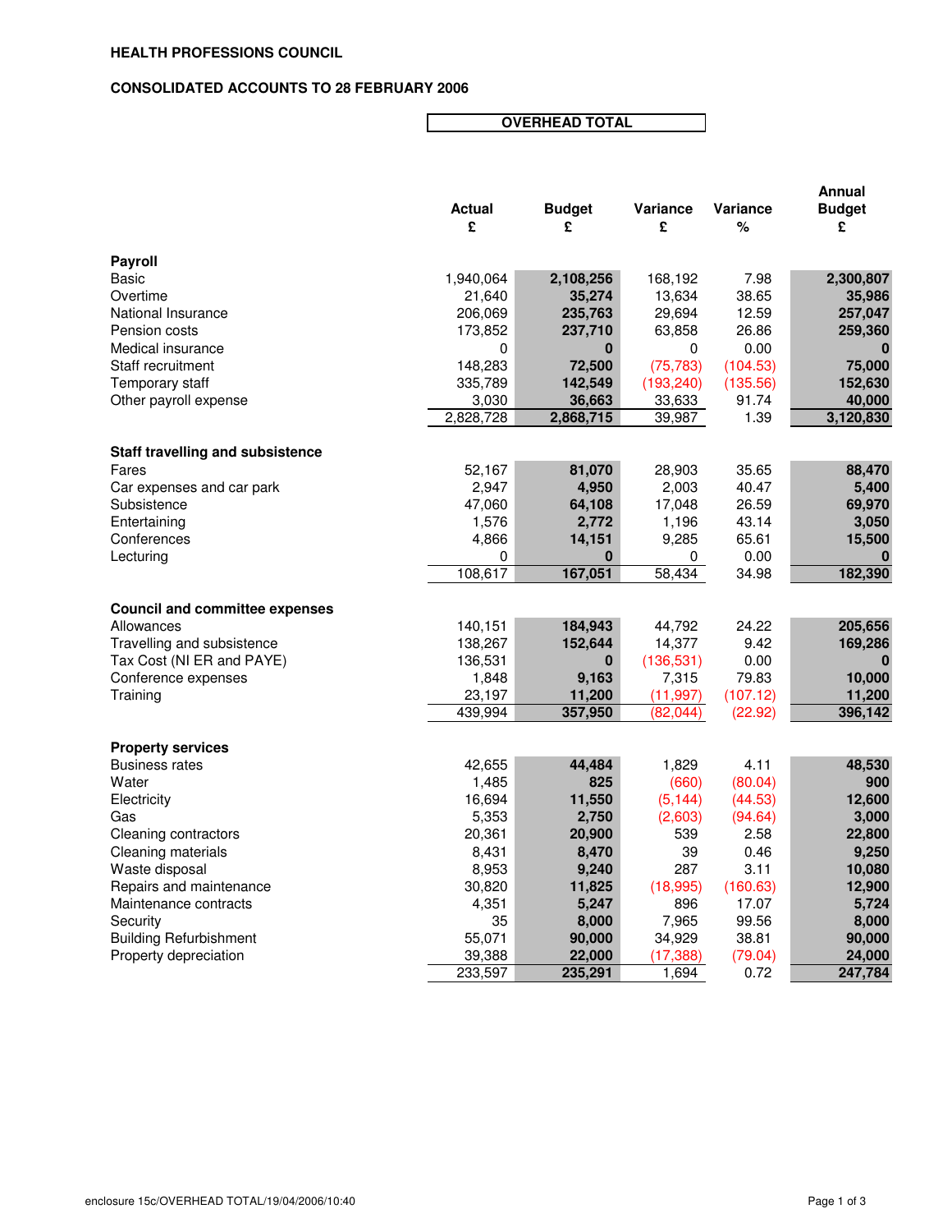**HEALTH PROFESSIONS COUNCIL**

**CONSOLIDATED ACCOUNTS TO 28 FEBRUARY 2006**

**OVERHEAD TOTAL**

| | Actual £ | Budget £ | Variance £ | Variance % | Annual Budget £ |
|---|---|---|---|---|---|
| **Payroll** | | | | | |
| Basic | 1,940,064 | 2,108,256 | 168,192 | 7.98 | 2,300,807 |
| Overtime | 21,640 | 35,274 | 13,634 | 38.65 | 35,986 |
| National Insurance | 206,069 | 235,763 | 29,694 | 12.59 | 257,047 |
| Pension costs | 173,852 | 237,710 | 63,858 | 26.86 | 259,360 |
| Medical insurance | 0 | 0 | 0 | 0.00 | 0 |
| Staff recruitment | 148,283 | 72,500 | (75,783) | (104.53) | 75,000 |
| Temporary staff | 335,789 | 142,549 | (193,240) | (135.56) | 152,630 |
| Other payroll expense | 3,030 | 36,663 | 33,633 | 91.74 | 40,000 |
| | 2,828,728 | 2,868,715 | 39,987 | 1.39 | 3,120,830 |
| **Staff travelling and subsistence** | | | | | |
| Fares | 52,167 | 81,070 | 28,903 | 35.65 | 88,470 |
| Car expenses and car park | 2,947 | 4,950 | 2,003 | 40.47 | 5,400 |
| Subsistence | 47,060 | 64,108 | 17,048 | 26.59 | 69,970 |
| Entertaining | 1,576 | 2,772 | 1,196 | 43.14 | 3,050 |
| Conferences | 4,866 | 14,151 | 9,285 | 65.61 | 15,500 |
| Lecturing | 0 | 0 | 0 | 0.00 | 0 |
| | 108,617 | 167,051 | 58,434 | 34.98 | 182,390 |
| **Council and committee expenses** | | | | | |
| Allowances | 140,151 | 184,943 | 44,792 | 24.22 | 205,656 |
| Travelling and subsistence | 138,267 | 152,644 | 14,377 | 9.42 | 169,286 |
| Tax Cost (NI ER and PAYE) | 136,531 | 0 | (136,531) | 0.00 | 0 |
| Conference expenses | 1,848 | 9,163 | 7,315 | 79.83 | 10,000 |
| Training | 23,197 | 11,200 | (11,997) | (107.12) | 11,200 |
| | 439,994 | 357,950 | (82,044) | (22.92) | 396,142 |
| **Property services** | | | | | |
| Business rates | 42,655 | 44,484 | 1,829 | 4.11 | 48,530 |
| Water | 1,485 | 825 | (660) | (80.04) | 900 |
| Electricity | 16,694 | 11,550 | (5,144) | (44.53) | 12,600 |
| Gas | 5,353 | 2,750 | (2,603) | (94.64) | 3,000 |
| Cleaning contractors | 20,361 | 20,900 | 539 | 2.58 | 22,800 |
| Cleaning materials | 8,431 | 8,470 | 39 | 0.46 | 9,250 |
| Waste disposal | 8,953 | 9,240 | 287 | 3.11 | 10,080 |
| Repairs and maintenance | 30,820 | 11,825 | (18,995) | (160.63) | 12,900 |
| Maintenance contracts | 4,351 | 5,247 | 896 | 17.07 | 5,724 |
| Security | 35 | 8,000 | 7,965 | 99.56 | 8,000 |
| Building Refurbishment | 55,071 | 90,000 | 34,929 | 38.81 | 90,000 |
| Property depreciation | 39,388 | 22,000 | (17,388) | (79.04) | 24,000 |
| | 233,597 | 235,291 | 1,694 | 0.72 | 247,784 |

enclosure 15c/OVERHEAD TOTAL/19/04/2006/10:40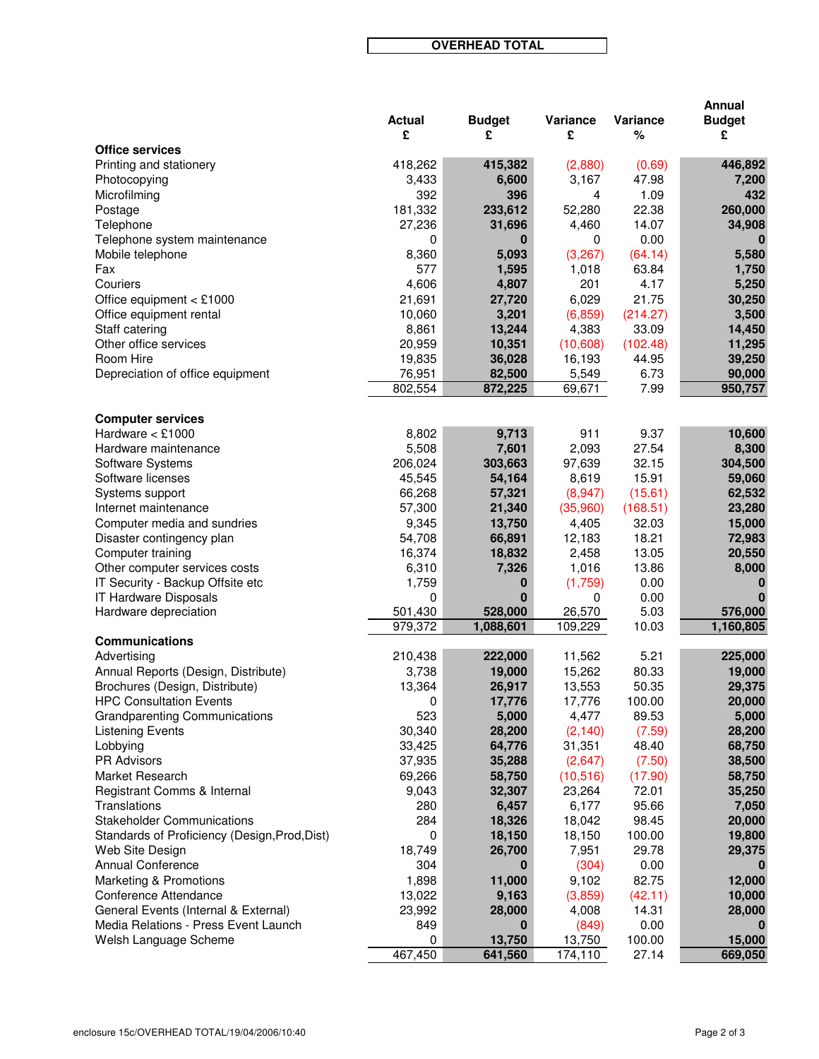## OVERHEAD TOTAL

| | Actual £ | Budget £ | Variance £ | Variance % | Annual Budget £ |
|---|---|---|---|---|---|
| **Office services** | | | | | |
| Printing and stationery | 418,262 | **415,382** | (2,880) | (0.69) | **446,892** |
| Photocopying | 3,433 | **6,600** | 3,167 | 47.98 | **7,200** |
| Microfilming | 392 | **396** | 4 | 1.09 | **432** |
| Postage | 181,332 | **233,612** | 52,280 | 22.38 | **260,000** |
| Telephone | 27,236 | **31,696** | 4,460 | 14.07 | **34,908** |
| Telephone system maintenance | 0 | **0** | 0 | 0.00 | **0** |
| Mobile telephone | 8,360 | **5,093** | (3,267) | (64.14) | **5,580** |
| Fax | 577 | **1,595** | 1,018 | 63.84 | **1,750** |
| Couriers | 4,606 | **4,807** | 201 | 4.17 | **5,250** |
| Office equipment < £1000 | 21,691 | **27,720** | 6,029 | 21.75 | **30,250** |
| Office equipment rental | 10,060 | **3,201** | (6,859) | (214.27) | **3,500** |
| Staff catering | 8,861 | **13,244** | 4,383 | 33.09 | **14,450** |
| Other office services | 20,959 | **10,351** | (10,608) | (102.48) | **11,295** |
| Room Hire | 19,835 | **36,028** | 16,193 | 44.95 | **39,250** |
| Depreciation of office equipment | 76,951 | **82,500** | 5,549 | 6.73 | **90,000** |
| | 802,554 | **872,225** | 69,671 | 7.99 | **950,757** |
| **Computer services** | | | | | |
| Hardware < £1000 | 8,802 | **9,713** | 911 | 9.37 | **10,600** |
| Hardware maintenance | 5,508 | **7,601** | 2,093 | 27.54 | **8,300** |
| Software Systems | 206,024 | **303,663** | 97,639 | 32.15 | **304,500** |
| Software licenses | 45,545 | **54,164** | 8,619 | 15.91 | **59,060** |
| Systems support | 66,268 | **57,321** | (8,947) | (15.61) | **62,532** |
| Internet maintenance | 57,300 | **21,340** | (35,960) | (168.51) | **23,280** |
| Computer media and sundries | 9,345 | **13,750** | 4,405 | 32.03 | **15,000** |
| Disaster contingency plan | 54,708 | **66,891** | 12,183 | 18.21 | **72,983** |
| Computer training | 16,374 | **18,832** | 2,458 | 13.05 | **20,550** |
| Other computer services costs | 6,310 | **7,326** | 1,016 | 13.86 | **8,000** |
| IT Security - Backup Offsite etc | 1,759 | **0** | (1,759) | 0.00 | **0** |
| IT Hardware Disposals | 0 | **0** | 0 | 0.00 | **0** |
| Hardware depreciation | 501,430 | **528,000** | 26,570 | 5.03 | **576,000** |
| | 979,372 | **1,088,601** | 109,229 | 10.03 | **1,160,805** |
| **Communications** | | | | | |
| Advertising | 210,438 | **222,000** | 11,562 | 5.21 | **225,000** |
| Annual Reports (Design, Distribute) | 3,738 | **19,000** | 15,262 | 80.33 | **19,000** |
| Brochures (Design, Distribute) | 13,364 | **26,917** | 13,553 | 50.35 | **29,375** |
| HPC Consultation Events | 0 | **17,776** | 17,776 | 100.00 | **20,000** |
| Grandparenting Communications | 523 | **5,000** | 4,477 | 89.53 | **5,000** |
| Listening Events | 30,340 | **28,200** | (2,140) | (7.59) | **28,200** |
| Lobbying | 33,425 | **64,776** | 31,351 | 48.40 | **68,750** |
| PR Advisors | 37,935 | **35,288** | (2,647) | (7.50) | **38,500** |
| Market Research | 69,266 | **58,750** | (10,516) | (17.90) | **58,750** |
| Registrant Comms & Internal | 9,043 | **32,307** | 23,264 | 72.01 | **35,250** |
| Translations | 280 | **6,457** | 6,177 | 95.66 | **7,050** |
| Stakeholder Communications | 284 | **18,326** | 18,042 | 98.45 | **20,000** |
| Standards of Proficiency (Design,Prod,Dist) | 0 | **18,150** | 18,150 | 100.00 | **19,800** |
| Web Site Design | 18,749 | **26,700** | 7,951 | 29.78 | **29,375** |
| Annual Conference | 304 | **0** | (304) | 0.00 | **0** |
| Marketing & Promotions | 1,898 | **11,000** | 9,102 | 82.75 | **12,000** |
| Conference Attendance | 13,022 | **9,163** | (3,859) | (42.11) | **10,000** |
| General Events (Internal & External) | 23,992 | **28,000** | 4,008 | 14.31 | **28,000** |
| Media Relations - Press Event Launch | 849 | **0** | (849) | 0.00 | **0** |
| Welsh Language Scheme | 0 | **13,750** | 13,750 | 100.00 | **15,000** |
| | 467,450 | **641,560** | 174,110 | 27.14 | **669,050** |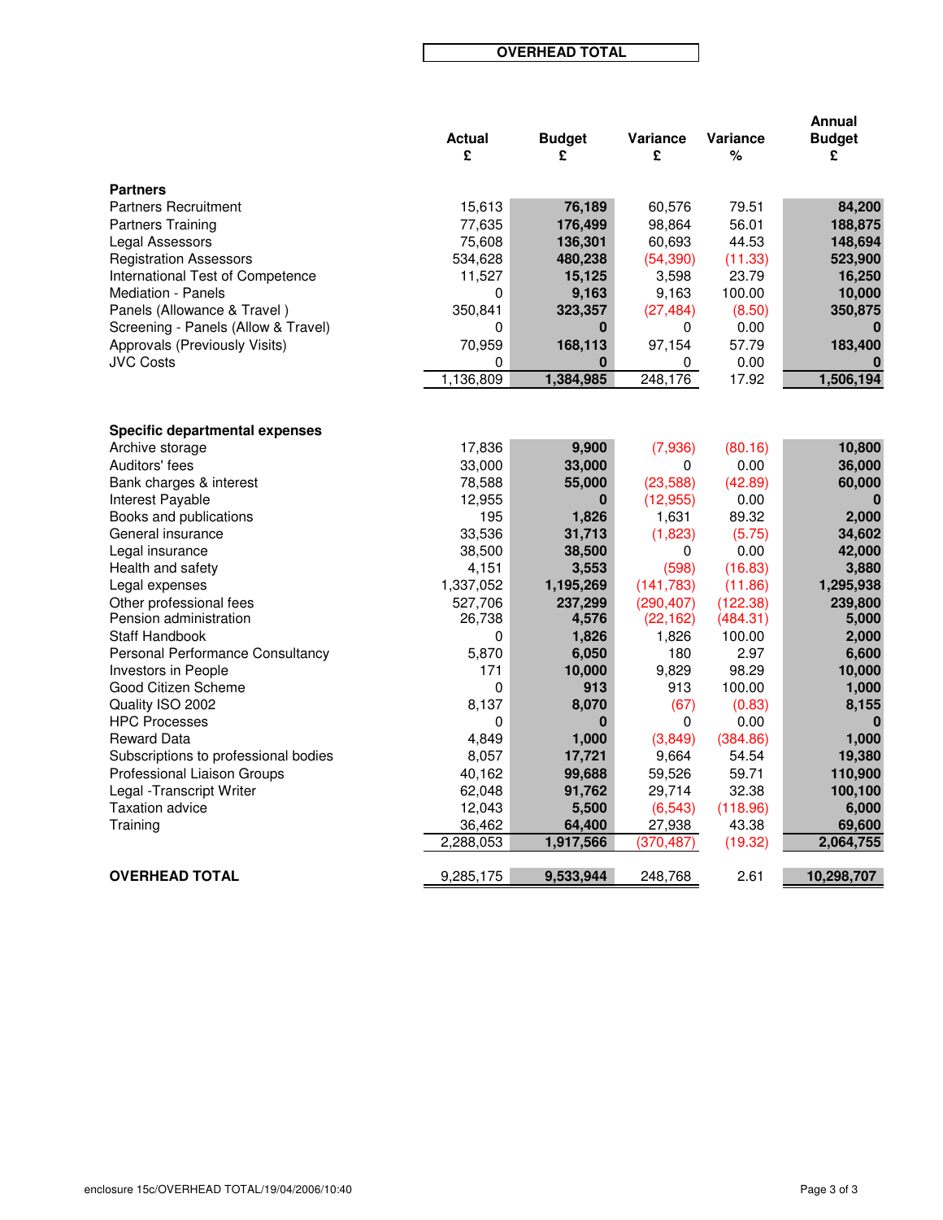# OVERHEAD TOTAL

| | Actual £ | Budget £ | Variance £ | Variance % | Annual Budget £ |
|---|---|---|---|---|---|
| **Partners** | | | | | |
| Partners Recruitment | 15,613 | **76,189** | 60,576 | 79.51 | **84,200** |
| Partners Training | 77,635 | **176,499** | 98,864 | 56.01 | **188,875** |
| Legal Assessors | 75,608 | **136,301** | 60,693 | 44.53 | **148,694** |
| Registration Assessors | 534,628 | **480,238** | (54,390) | (11.33) | **523,900** |
| International Test of Competence | 11,527 | **15,125** | 3,598 | 23.79 | **16,250** |
| Mediation - Panels | 0 | **9,163** | 9,163 | 100.00 | **10,000** |
| Panels (Allowance & Travel ) | 350,841 | **323,357** | (27,484) | (8.50) | **350,875** |
| Screening - Panels (Allow & Travel) | 0 | **0** | 0 | 0.00 | **0** |
| Approvals (Previously Visits) | 70,959 | **168,113** | 97,154 | 57.79 | **183,400** |
| JVC Costs | 0 | **0** | 0 | 0.00 | **0** |
| | 1,136,809 | **1,384,985** | 248,176 | 17.92 | **1,506,194** |
| **Specific departmental expenses** | | | | | |
| Archive storage | 17,836 | **9,900** | (7,936) | (80.16) | **10,800** |
| Auditors' fees | 33,000 | **33,000** | 0 | 0.00 | **36,000** |
| Bank charges & interest | 78,588 | **55,000** | (23,588) | (42.89) | **60,000** |
| Interest Payable | 12,955 | **0** | (12,955) | 0.00 | **0** |
| Books and publications | 195 | **1,826** | 1,631 | 89.32 | **2,000** |
| General insurance | 33,536 | **31,713** | (1,823) | (5.75) | **34,602** |
| Legal insurance | 38,500 | **38,500** | 0 | 0.00 | **42,000** |
| Health and safety | 4,151 | **3,553** | (598) | (16.83) | **3,880** |
| Legal expenses | 1,337,052 | **1,195,269** | (141,783) | (11.86) | **1,295,938** |
| Other professional fees | 527,706 | **237,299** | (290,407) | (122.38) | **239,800** |
| Pension administration | 26,738 | **4,576** | (22,162) | (484.31) | **5,000** |
| Staff Handbook | 0 | **1,826** | 1,826 | 100.00 | **2,000** |
| Personal Performance Consultancy | 5,870 | **6,050** | 180 | 2.97 | **6,600** |
| Investors in People | 171 | **10,000** | 9,829 | 98.29 | **10,000** |
| Good Citizen Scheme | 0 | **913** | 913 | 100.00 | **1,000** |
| Quality ISO 2002 | 8,137 | **8,070** | (67) | (0.83) | **8,155** |
| HPC Processes | 0 | **0** | 0 | 0.00 | **0** |
| Reward Data | 4,849 | **1,000** | (3,849) | (384.86) | **1,000** |
| Subscriptions to professional bodies | 8,057 | **17,721** | 9,664 | 54.54 | **19,380** |
| Professional Liaison Groups | 40,162 | **99,688** | 59,526 | 59.71 | **110,900** |
| Legal -Transcript Writer | 62,048 | **91,762** | 29,714 | 32.38 | **100,100** |
| Taxation advice | 12,043 | **5,500** | (6,543) | (118.96) | **6,000** |
| Training | 36,462 | **64,400** | 27,938 | 43.38 | **69,600** |
| | 2,288,053 | **1,917,566** | (370,487) | (19.32) | **2,064,755** |
| **OVERHEAD TOTAL** | 9,285,175 | **9,533,944** | 248,768 | 2.61 | **10,298,707** |

enclosure 15c/OVERHEAD TOTAL/19/04/2006/10:40